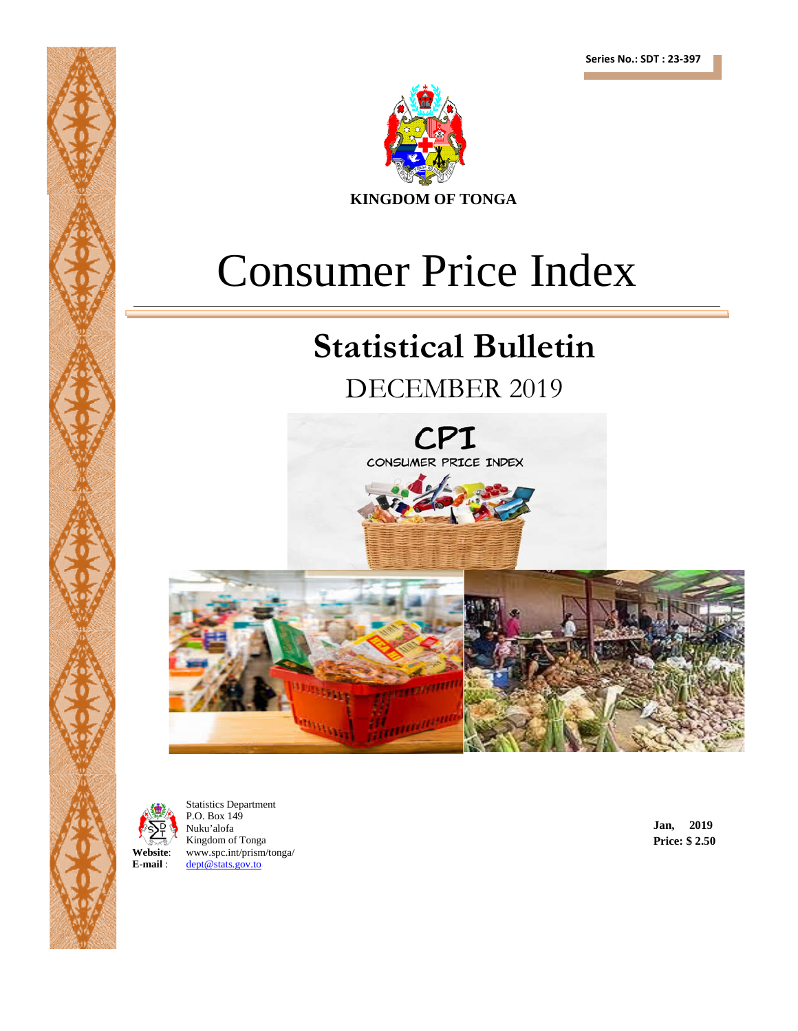Series No.: SDT : 23-397

**KINGDOM OF TONGA**

# Consumer Price Index

## Statistical Bulletin

DECEMBER 2019

Statistics Department
P.O. Box 149
Nuku'alofa
Kingdom of Tonga

**Website**: www.spc.int/prism/tonga/
**E-mail** : dept@stats.gov.to

**Jan, 2019**
**Price: $ 2.50**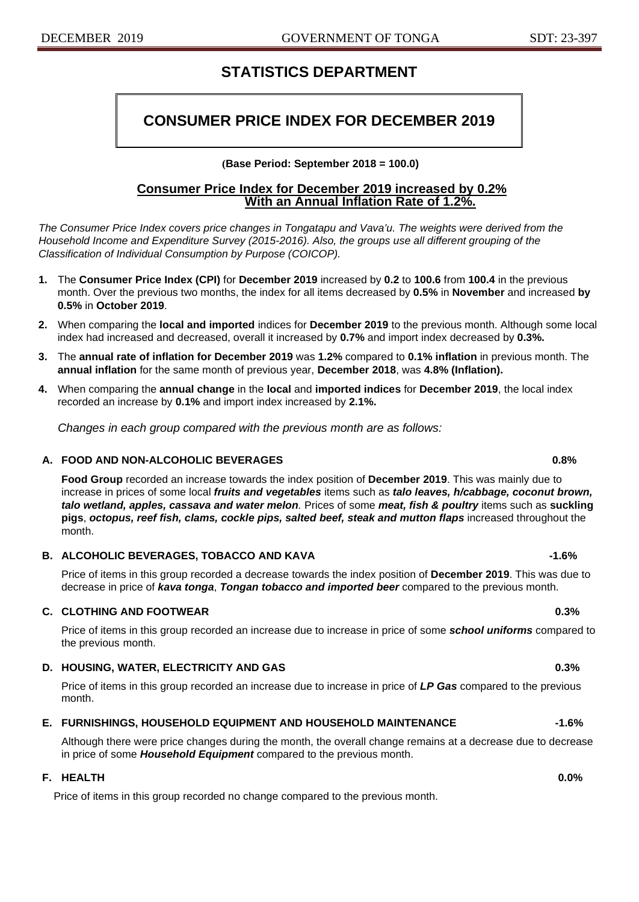# STATISTICS DEPARTMENT

## CONSUMER PRICE INDEX FOR DECEMBER 2019

**(Base Period: September 2018 = 100.0)**

**Consumer Price Index for December 2019 increased by 0.2% With an Annual Inflation Rate of 1.2%.**

*The Consumer Price Index covers price changes in Tongatapu and Vava'u. The weights were derived from the Household Income and Expenditure Survey (2015-2016). Also, the groups use all different grouping of the Classification of Individual Consumption by Purpose (COICOP).*

1. The **Consumer Price Index (CPI)** for **December 2019** increased by **0.2** to **100.6** from **100.4** in the previous month. Over the previous two months, the index for all items decreased by **0.5%** in **November** and increased **by 0.5%** in **October 2019**.
2. When comparing the **local and imported** indices for **December 2019** to the previous month. Although some local index had increased and decreased, overall it increased by **0.7%** and import index decreased by **0.3%.**
3. The **annual rate of inflation for December 2019** was **1.2%** compared to **0.1% inflation** in previous month. The **annual inflation** for the same month of previous year, **December 2018**, was **4.8% (Inflation).**
4. When comparing the **annual change** in the **local** and **imported indices** for **December 2019**, the local index recorded an increase by **0.1%** and import index increased by **2.1%.**

*Changes in each group compared with the previous month are as follows:*

**A. FOOD AND NON-ALCOHOLIC BEVERAGES 0.8%**

**Food Group** recorded an increase towards the index position of **December 2019**. This was mainly due to increase in prices of some local ***fruits and vegetables*** items such as ***talo leaves, h/cabbage, coconut brown, talo wetland, apples, cassava and water melon**.* Prices of some ***meat, fish & poultry*** items such as **suckling pigs**, ***octopus, reef fish, clams, cockle pips, salted beef, steak and mutton flaps*** increased throughout the month.

**B. ALCOHOLIC BEVERAGES, TOBACCO AND KAVA -1.6%**

Price of items in this group recorded a decrease towards the index position of **December 2019**. This was due to decrease in price of ***kava tonga***, ***Tongan tobacco and imported beer*** compared to the previous month.

**C. CLOTHING AND FOOTWEAR 0.3%**

Price of items in this group recorded an increase due to increase in price of some ***school uniforms*** compared to the previous month.

**D. HOUSING, WATER, ELECTRICITY AND GAS 0.3%**

Price of items in this group recorded an increase due to increase in price of ***LP Gas*** compared to the previous month.

**E. FURNISHINGS, HOUSEHOLD EQUIPMENT AND HOUSEHOLD MAINTENANCE -1.6%**

Although there were price changes during the month, the overall change remains at a decrease due to decrease in price of some ***Household Equipment*** compared to the previous month.

**F. HEALTH 0.0%**

Price of items in this group recorded no change compared to the previous month.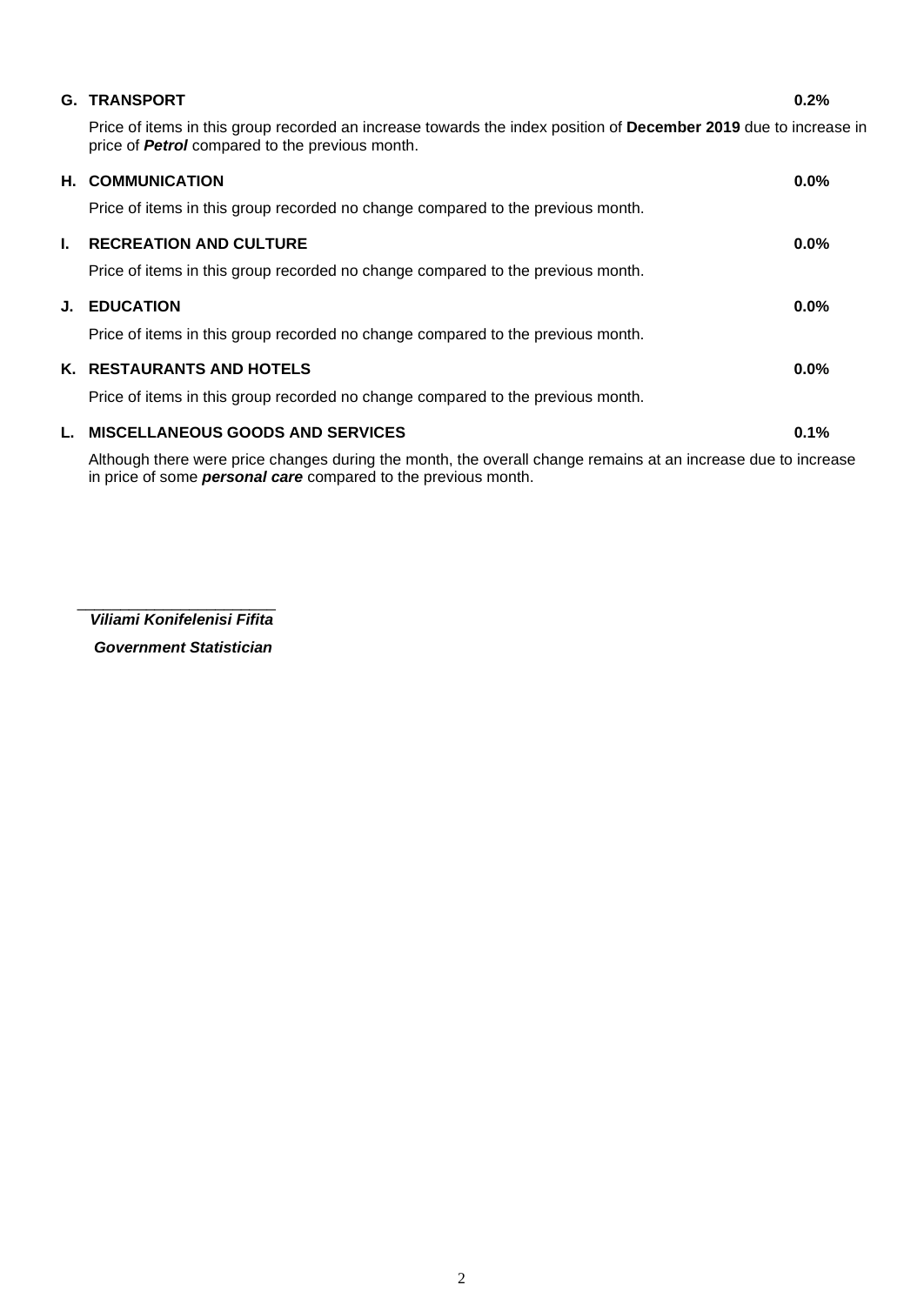### G. TRANSPORT 0.2%

Price of items in this group recorded an increase towards the index position of **December 2019** due to increase in price of ***Petrol*** compared to the previous month.

### H. COMMUNICATION 0.0%

Price of items in this group recorded no change compared to the previous month.

### I. RECREATION AND CULTURE 0.0%

Price of items in this group recorded no change compared to the previous month.

### J. EDUCATION 0.0%

Price of items in this group recorded no change compared to the previous month.

### K. RESTAURANTS AND HOTELS 0.0%

Price of items in this group recorded no change compared to the previous month.

### L. MISCELLANEOUS GOODS AND SERVICES 0.1%

Although there were price changes during the month, the overall change remains at an increase due to increase in price of some ***personal care*** compared to the previous month.

______________________

***Viliami Konifelenisi Fifita***

***Government Statistician***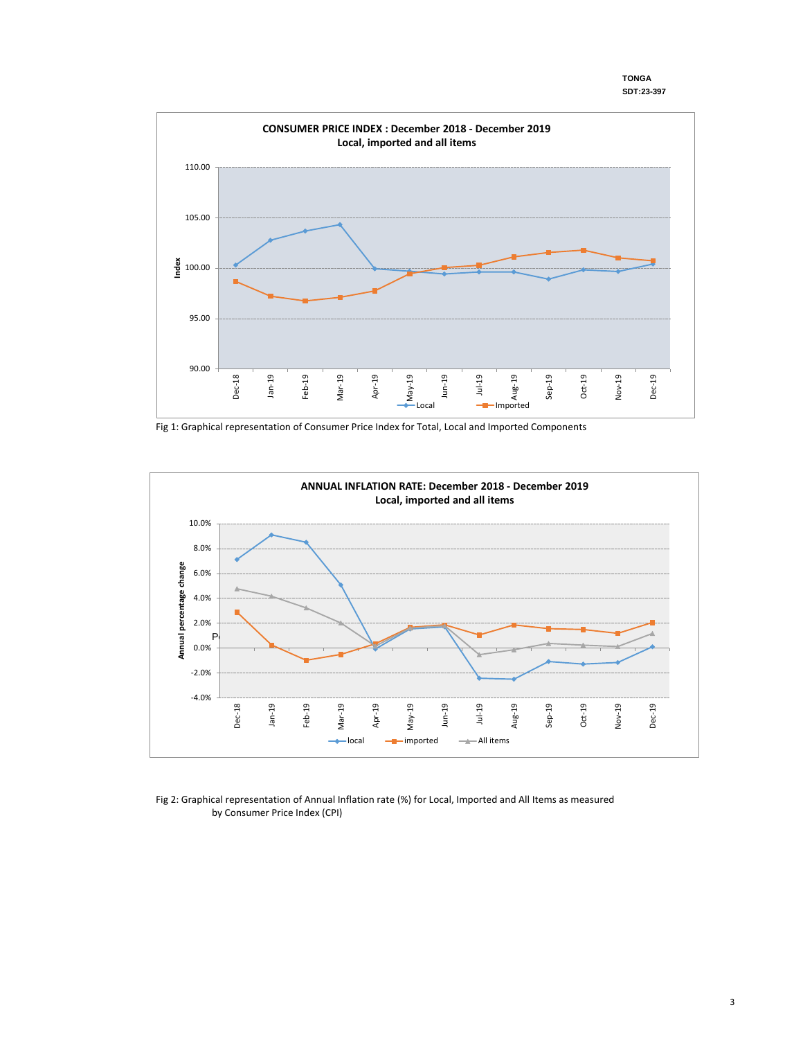Fig 1: Graphical representation of Consumer Price Index for Total, Local and Imported Components

Fig 2: Graphical representation of Annual Inflation rate (%) for Local, Imported and All Items as measured by Consumer Price Index (CPI)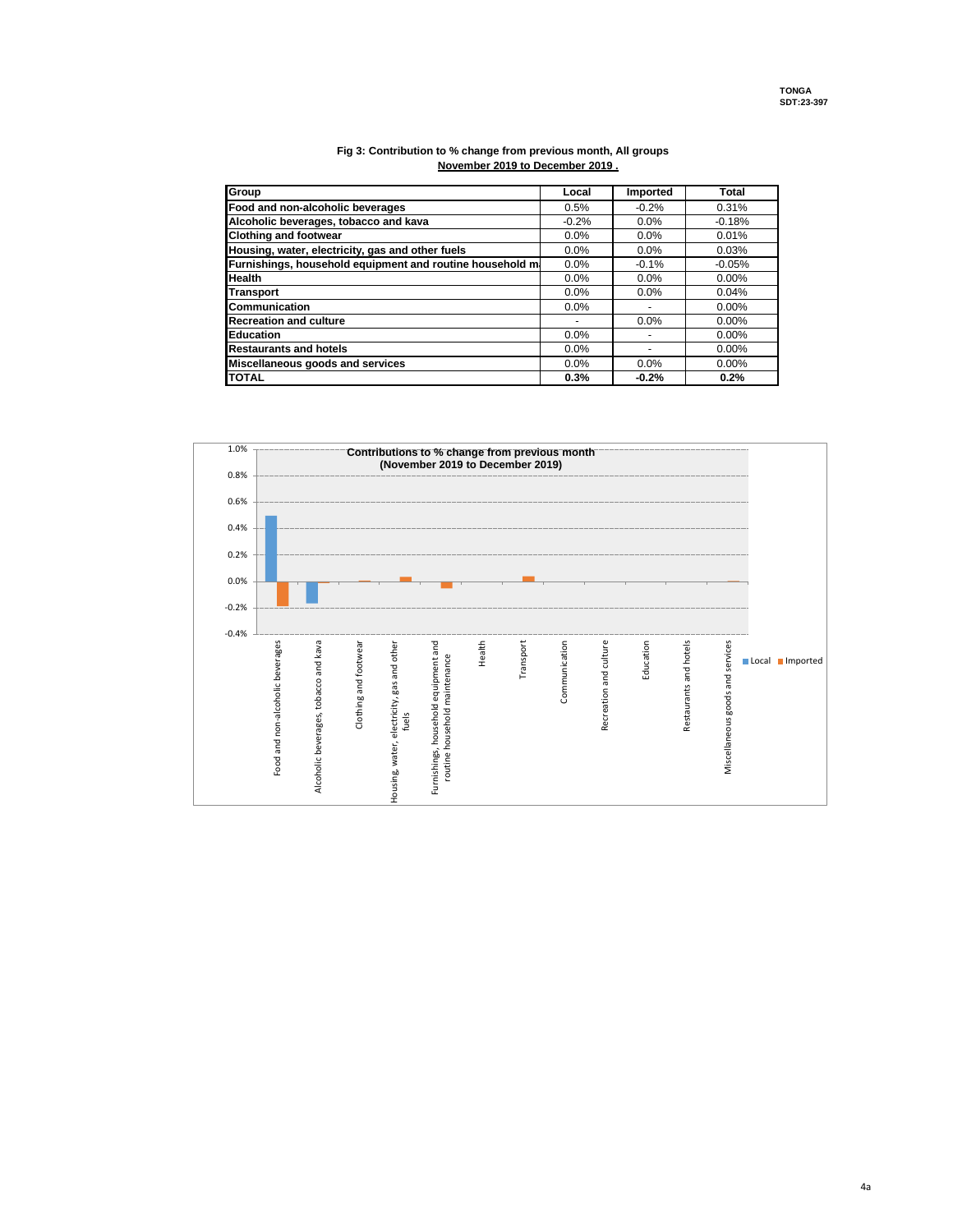**Fig 3: Contribution to % change from previous month, All groups**
**November 2019 to December 2019 .**

| Group | Local | Imported | Total |
|---|---|---|---|
| Food and non-alcoholic beverages | 0.5% | -0.2% | 0.31% |
| Alcoholic beverages, tobacco and kava | -0.2% | 0.0% | -0.18% |
| Clothing and footwear | 0.0% | 0.0% | 0.01% |
| Housing, water, electricity, gas and other fuels | 0.0% | 0.0% | 0.03% |
| Furnishings, household equipment and routine household m | 0.0% | -0.1% | -0.05% |
| Health | 0.0% | 0.0% | 0.00% |
| Transport | 0.0% | 0.0% | 0.04% |
| Communication | 0.0% | - | 0.00% |
| Recreation and culture | - | 0.0% | 0.00% |
| Education | 0.0% | - | 0.00% |
| Restaurants and hotels | 0.0% | - | 0.00% |
| Miscellaneous goods and services | 0.0% | 0.0% | 0.00% |
| **TOTAL** | **0.3%** | **-0.2%** | **0.2%** |

**Contributions to % change from previous month (November 2019 to December 2019)**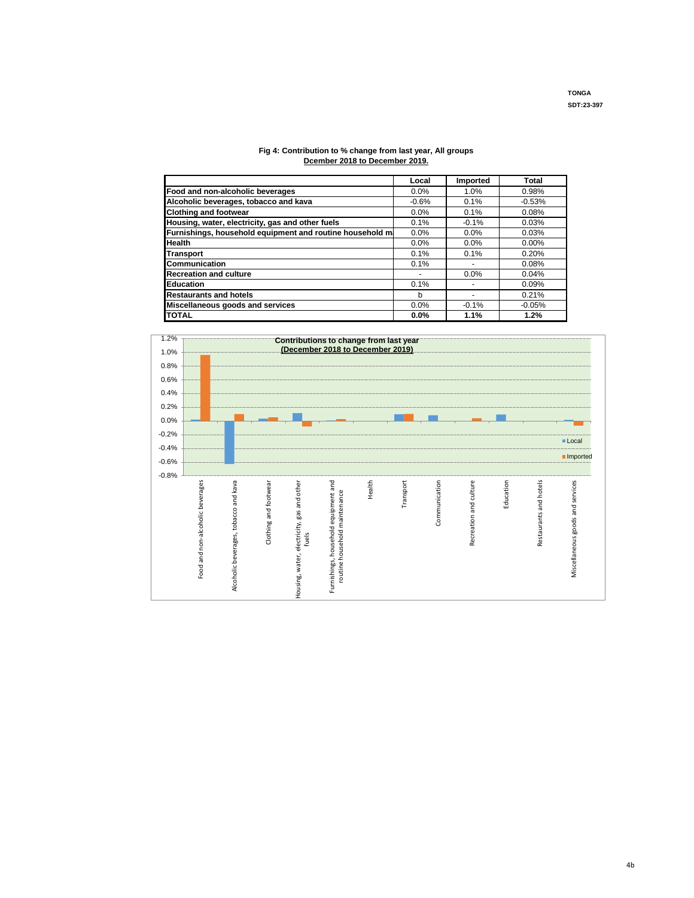TONGA
SDT:23-397

**Fig 4: Contribution to % change from last year, All groups**
**Dcember 2018 to December 2019.**

| | Local | Imported | Total |
|---|---|---|---|
| **Food and non-alcoholic beverages** | 0.0% | 1.0% | 0.98% |
| **Alcoholic beverages, tobacco and kava** | -0.6% | 0.1% | -0.53% |
| **Clothing and footwear** | 0.0% | 0.1% | 0.08% |
| **Housing, water, electricity, gas and other fuels** | 0.1% | -0.1% | 0.03% |
| **Furnishings, household equipment and routine household m** | 0.0% | 0.0% | 0.03% |
| **Health** | 0.0% | 0.0% | 0.00% |
| **Transport** | 0.1% | 0.1% | 0.20% |
| **Communication** | 0.1% | - | 0.08% |
| **Recreation and culture** | - | 0.0% | 0.04% |
| **Education** | 0.1% | - | 0.09% |
| **Restaurants and hotels** | b | - | 0.21% |
| **Miscellaneous goods and services** | 0.0% | -0.1% | -0.05% |
| **TOTAL** | **0.0%** | **1.1%** | **1.2%** |

**Contributions to change from last year**
**(December 2018 to December 2019)**

| Group | Local | Imported |
|---|---|---|
| Food and non-alcoholic beverages | 0.0% | 1.0% |
| Alcoholic beverages, tobacco and kava | -0.6% | 0.1% |
| Clothing and footwear | 0.0% | 0.1% |
| Housing, water, electricity, gas and other fuels | 0.1% | -0.1% |
| Furnishings, household equipment and routine household maintenance | 0.0% | 0.0% |
| Health | 0.0% | 0.0% |
| Transport | 0.1% | 0.1% |
| Communication | 0.1% | - |
| Recreation and culture | - | 0.0% |
| Education | 0.1% | - |
| Restaurants and hotels | - | - |
| Miscellaneous goods and services | 0.0% | -0.1% |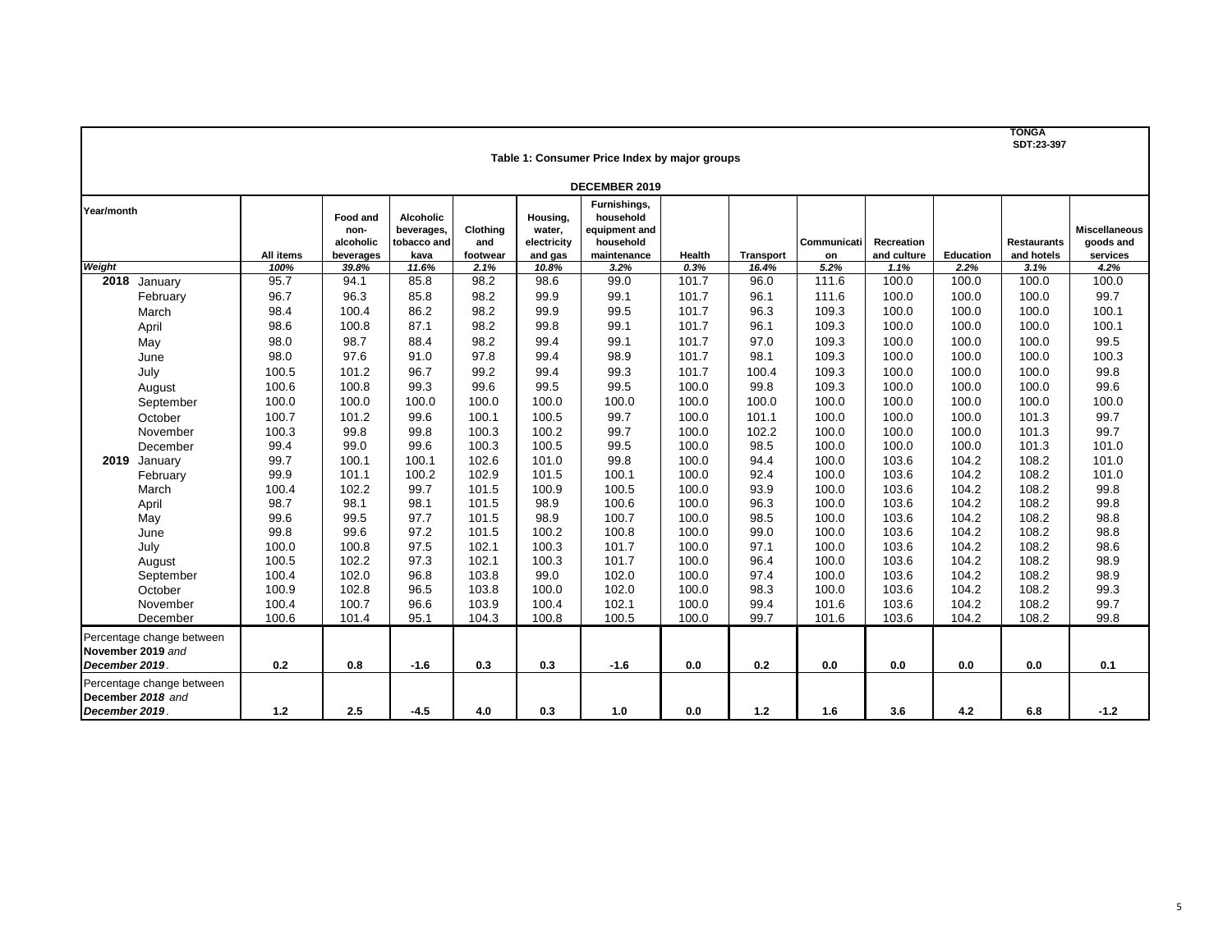TONGA
SDT:23-397

## Table 1: Consumer Price Index by major groups

### DECEMBER 2019

| Year/month | | All items | Food and non-alcoholic beverages | Alcoholic beverages, tobacco and kava | Clothing and footwear | Housing, water, electricity and gas | Furnishings, household equipment and household maintenance | Health | Transport | Communication | Recreation and culture | Education | Restaurants and hotels | Miscellaneous goods and services |
|---|---|---|---|---|---|---|---|---|---|---|---|---|---|---|
| *Weight* | | *100%* | *39.8%* | *11.6%* | *2.1%* | *10.8%* | *3.2%* | *0.3%* | *16.4%* | *5.2%* | *1.1%* | *2.2%* | *3.1%* | *4.2%* |
| **2018** | January | 95.7 | 94.1 | 85.8 | 98.2 | 98.6 | 99.0 | 101.7 | 96.0 | 111.6 | 100.0 | 100.0 | 100.0 | 100.0 |
| | February | 96.7 | 96.3 | 85.8 | 98.2 | 99.9 | 99.1 | 101.7 | 96.1 | 111.6 | 100.0 | 100.0 | 100.0 | 99.7 |
| | March | 98.4 | 100.4 | 86.2 | 98.2 | 99.9 | 99.5 | 101.7 | 96.3 | 109.3 | 100.0 | 100.0 | 100.0 | 100.1 |
| | April | 98.6 | 100.8 | 87.1 | 98.2 | 99.8 | 99.1 | 101.7 | 96.1 | 109.3 | 100.0 | 100.0 | 100.0 | 100.1 |
| | May | 98.0 | 98.7 | 88.4 | 98.2 | 99.4 | 99.1 | 101.7 | 97.0 | 109.3 | 100.0 | 100.0 | 100.0 | 99.5 |
| | June | 98.0 | 97.6 | 91.0 | 97.8 | 99.4 | 98.9 | 101.7 | 98.1 | 109.3 | 100.0 | 100.0 | 100.0 | 100.3 |
| | July | 100.5 | 101.2 | 96.7 | 99.2 | 99.4 | 99.3 | 101.7 | 100.4 | 109.3 | 100.0 | 100.0 | 100.0 | 99.8 |
| | August | 100.6 | 100.8 | 99.3 | 99.6 | 99.5 | 99.5 | 100.0 | 99.8 | 109.3 | 100.0 | 100.0 | 100.0 | 99.6 |
| | September | 100.0 | 100.0 | 100.0 | 100.0 | 100.0 | 100.0 | 100.0 | 100.0 | 100.0 | 100.0 | 100.0 | 100.0 | 100.0 |
| | October | 100.7 | 101.2 | 99.6 | 100.1 | 100.5 | 99.7 | 100.0 | 101.1 | 100.0 | 100.0 | 100.0 | 101.3 | 99.7 |
| | November | 100.3 | 99.8 | 99.8 | 100.3 | 100.2 | 99.7 | 100.0 | 102.2 | 100.0 | 100.0 | 100.0 | 101.3 | 99.7 |
| | December | 99.4 | 99.0 | 99.6 | 100.3 | 100.5 | 99.5 | 100.0 | 98.5 | 100.0 | 100.0 | 100.0 | 101.3 | 101.0 |
| **2019** | January | 99.7 | 100.1 | 100.1 | 102.6 | 101.0 | 99.8 | 100.0 | 94.4 | 100.0 | 103.6 | 104.2 | 108.2 | 101.0 |
| | February | 99.9 | 101.1 | 100.2 | 102.9 | 101.5 | 100.1 | 100.0 | 92.4 | 100.0 | 103.6 | 104.2 | 108.2 | 101.0 |
| | March | 100.4 | 102.2 | 99.7 | 101.5 | 100.9 | 100.5 | 100.0 | 93.9 | 100.0 | 103.6 | 104.2 | 108.2 | 99.8 |
| | April | 98.7 | 98.1 | 98.1 | 101.5 | 98.9 | 100.6 | 100.0 | 96.3 | 100.0 | 103.6 | 104.2 | 108.2 | 99.8 |
| | May | 99.6 | 99.5 | 97.7 | 101.5 | 98.9 | 100.7 | 100.0 | 98.5 | 100.0 | 103.6 | 104.2 | 108.2 | 98.8 |
| | June | 99.8 | 99.6 | 97.2 | 101.5 | 100.2 | 100.8 | 100.0 | 99.0 | 100.0 | 103.6 | 104.2 | 108.2 | 98.8 |
| | July | 100.0 | 100.8 | 97.5 | 102.1 | 100.3 | 101.7 | 100.0 | 97.1 | 100.0 | 103.6 | 104.2 | 108.2 | 98.6 |
| | August | 100.5 | 102.2 | 97.3 | 102.1 | 100.3 | 101.7 | 100.0 | 96.4 | 100.0 | 103.6 | 104.2 | 108.2 | 98.9 |
| | September | 100.4 | 102.0 | 96.8 | 103.8 | 99.0 | 102.0 | 100.0 | 97.4 | 100.0 | 103.6 | 104.2 | 108.2 | 98.9 |
| | October | 100.9 | 102.8 | 96.5 | 103.8 | 100.0 | 102.0 | 100.0 | 98.3 | 100.0 | 103.6 | 104.2 | 108.2 | 99.3 |
| | November | 100.4 | 100.7 | 96.6 | 103.9 | 100.4 | 102.1 | 100.0 | 99.4 | 101.6 | 103.6 | 104.2 | 108.2 | 99.7 |
| | December | 100.6 | 101.4 | 95.1 | 104.3 | 100.8 | 100.5 | 100.0 | 99.7 | 101.6 | 103.6 | 104.2 | 108.2 | 99.8 |
| Percentage change between **November 2019** *and* ***December 2019***. | | **0.2** | **0.8** | **-1.6** | **0.3** | **0.3** | **-1.6** | **0.0** | **0.2** | **0.0** | **0.0** | **0.0** | **0.0** | **0.1** |
| Percentage change between ***December 2018*** *and* ***December 2019***. | | **1.2** | **2.5** | **-4.5** | **4.0** | **0.3** | **1.0** | **0.0** | **1.2** | **1.6** | **3.6** | **4.2** | **6.8** | **-1.2** |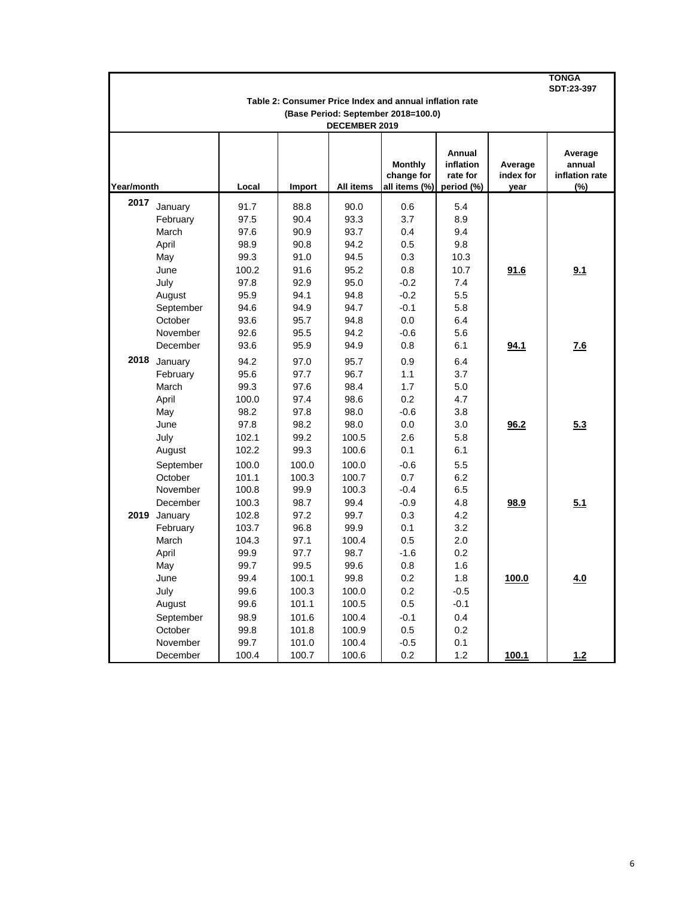TONGA
SDT:23-397

### Table 2: Consumer Price Index and annual inflation rate
### (Base Period: September 2018=100.0)
### DECEMBER 2019

| Year/month | | Local | Import | All items | Monthly change for all items (%) | Annual inflation rate for period (%) | Average index for year | Average annual inflation rate (%) |
|---|---|---|---|---|---|---|---|---|
| 2017 | January | 91.7 | 88.8 | 90.0 | 0.6 | 5.4 | | |
| | February | 97.5 | 90.4 | 93.3 | 3.7 | 8.9 | | |
| | March | 97.6 | 90.9 | 93.7 | 0.4 | 9.4 | | |
| | April | 98.9 | 90.8 | 94.2 | 0.5 | 9.8 | | |
| | May | 99.3 | 91.0 | 94.5 | 0.3 | 10.3 | | |
| | June | 100.2 | 91.6 | 95.2 | 0.8 | 10.7 | **91.6** | **9.1** |
| | July | 97.8 | 92.9 | 95.0 | -0.2 | 7.4 | | |
| | August | 95.9 | 94.1 | 94.8 | -0.2 | 5.5 | | |
| | September | 94.6 | 94.9 | 94.7 | -0.1 | 5.8 | | |
| | October | 93.6 | 95.7 | 94.8 | 0.0 | 6.4 | | |
| | November | 92.6 | 95.5 | 94.2 | -0.6 | 5.6 | | |
| | December | 93.6 | 95.9 | 94.9 | 0.8 | 6.1 | **94.1** | **7.6** |
| 2018 | January | 94.2 | 97.0 | 95.7 | 0.9 | 6.4 | | |
| | February | 95.6 | 97.7 | 96.7 | 1.1 | 3.7 | | |
| | March | 99.3 | 97.6 | 98.4 | 1.7 | 5.0 | | |
| | April | 100.0 | 97.4 | 98.6 | 0.2 | 4.7 | | |
| | May | 98.2 | 97.8 | 98.0 | -0.6 | 3.8 | | |
| | June | 97.8 | 98.2 | 98.0 | 0.0 | 3.0 | **96.2** | **5.3** |
| | July | 102.1 | 99.2 | 100.5 | 2.6 | 5.8 | | |
| | August | 102.2 | 99.3 | 100.6 | 0.1 | 6.1 | | |
| | September | 100.0 | 100.0 | 100.0 | -0.6 | 5.5 | | |
| | October | 101.1 | 100.3 | 100.7 | 0.7 | 6.2 | | |
| | November | 100.8 | 99.9 | 100.3 | -0.4 | 6.5 | | |
| | December | 100.3 | 98.7 | 99.4 | -0.9 | 4.8 | **98.9** | **5.1** |
| 2019 | January | 102.8 | 97.2 | 99.7 | 0.3 | 4.2 | | |
| | February | 103.7 | 96.8 | 99.9 | 0.1 | 3.2 | | |
| | March | 104.3 | 97.1 | 100.4 | 0.5 | 2.0 | | |
| | April | 99.9 | 97.7 | 98.7 | -1.6 | 0.2 | | |
| | May | 99.7 | 99.5 | 99.6 | 0.8 | 1.6 | | |
| | June | 99.4 | 100.1 | 99.8 | 0.2 | 1.8 | **100.0** | **4.0** |
| | July | 99.6 | 100.3 | 100.0 | 0.2 | -0.5 | | |
| | August | 99.6 | 101.1 | 100.5 | 0.5 | -0.1 | | |
| | September | 98.9 | 101.6 | 100.4 | -0.1 | 0.4 | | |
| | October | 99.8 | 101.8 | 100.9 | 0.5 | 0.2 | | |
| | November | 99.7 | 101.0 | 100.4 | -0.5 | 0.1 | | |
| | December | 100.4 | 100.7 | 100.6 | 0.2 | 1.2 | **100.1** | **1.2** |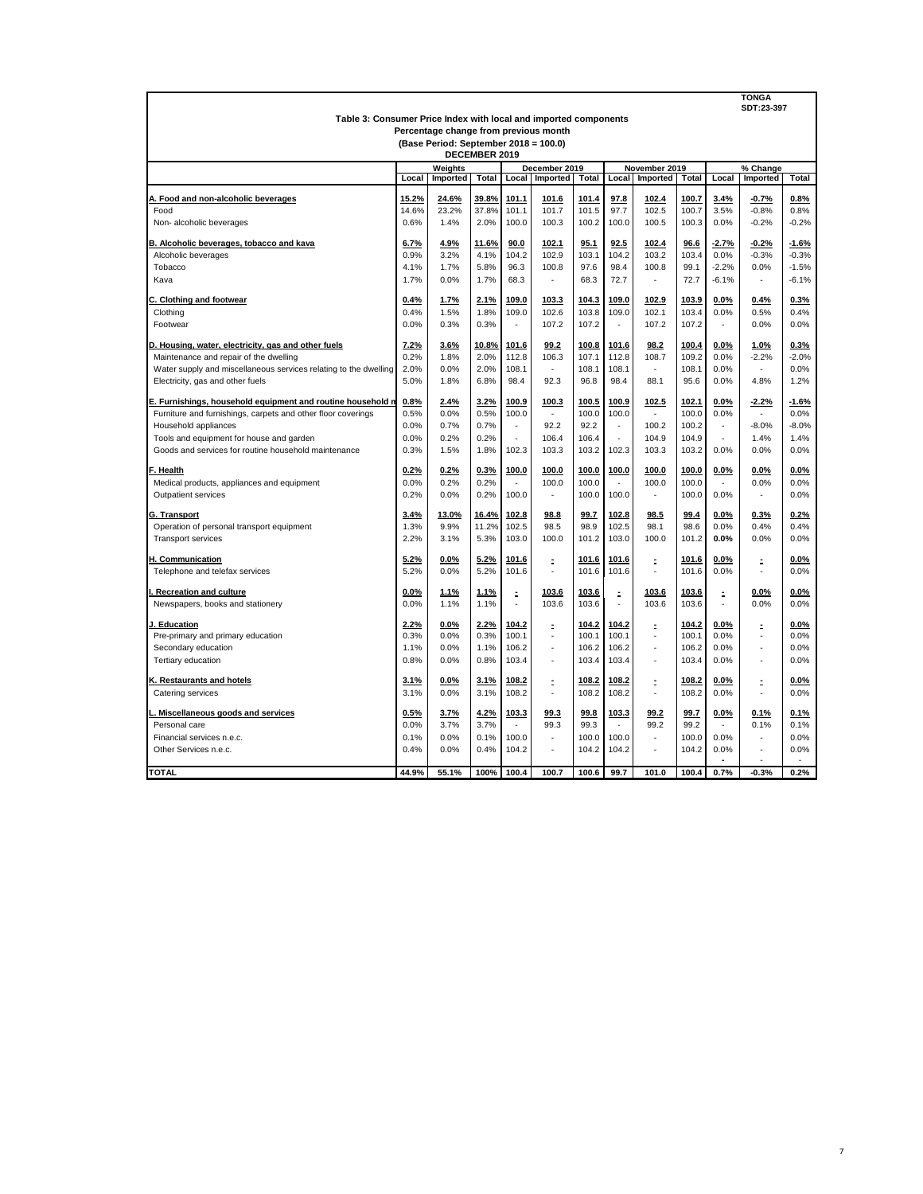TONGA
SDT:23-397

**Table 3: Consumer Price Index with local and imported components**
**Percentage change from previous month**
**(Base Period: September 2018 = 100.0)**
**DECEMBER 2019**

| | Weights | | | December 2019 | | | November 2019 | | | % Change | | |
|---|---|---|---|---|---|---|---|---|---|---|---|---|
| | Local | Imported | Total | Local | Imported | Total | Local | Imported | Total | Local | Imported | Total |
| **A. Food and non-alcoholic beverages** | **15.2%** | **24.6%** | **39.8%** | **101.1** | **101.6** | **101.4** | **97.8** | **102.4** | **100.7** | **3.4%** | **-0.7%** | **0.8%** |
| Food | 14.6% | 23.2% | 37.8% | 101.1 | 101.7 | 101.5 | 97.7 | 102.5 | 100.7 | 3.5% | -0.8% | 0.8% |
| Non- alcoholic beverages | 0.6% | 1.4% | 2.0% | 100.0 | 100.3 | 100.2 | 100.0 | 100.5 | 100.3 | 0.0% | -0.2% | -0.2% |
| **B. Alcoholic beverages, tobacco and kava** | **6.7%** | **4.9%** | **11.6%** | **90.0** | **102.1** | **95.1** | **92.5** | **102.4** | **96.6** | **-2.7%** | **-0.2%** | **-1.6%** |
| Alcoholic beverages | 0.9% | 3.2% | 4.1% | 104.2 | 102.9 | 103.1 | 104.2 | 103.2 | 103.4 | 0.0% | -0.3% | -0.3% |
| Tobacco | 4.1% | 1.7% | 5.8% | 96.3 | 100.8 | 97.6 | 98.4 | 100.8 | 99.1 | -2.2% | 0.0% | -1.5% |
| Kava | 1.7% | 0.0% | 1.7% | 68.3 | - | 68.3 | 72.7 | - | 72.7 | -6.1% | - | -6.1% |
| **C. Clothing and footwear** | **0.4%** | **1.7%** | **2.1%** | **109.0** | **103.3** | **104.3** | **109.0** | **102.9** | **103.9** | **0.0%** | **0.4%** | **0.3%** |
| Clothing | 0.4% | 1.5% | 1.8% | 109.0 | 102.6 | 103.8 | 109.0 | 102.1 | 103.4 | 0.0% | 0.5% | 0.4% |
| Footwear | 0.0% | 0.3% | 0.3% | - | 107.2 | 107.2 | - | 107.2 | 107.2 | - | 0.0% | 0.0% |
| **D. Housing, water, electricity, gas and other fuels** | **7.2%** | **3.6%** | **10.8%** | **101.6** | **99.2** | **100.8** | **101.6** | **98.2** | **100.4** | **0.0%** | **1.0%** | **0.3%** |
| Maintenance and repair of the dwelling | 0.2% | 1.8% | 2.0% | 112.8 | 106.3 | 107.1 | 112.8 | 108.7 | 109.2 | 0.0% | -2.2% | -2.0% |
| Water supply and miscellaneous services relating to the dwelling | 2.0% | 0.0% | 2.0% | 108.1 | - | 108.1 | 108.1 | - | 108.1 | 0.0% | - | 0.0% |
| Electricity, gas and other fuels | 5.0% | 1.8% | 6.8% | 98.4 | 92.3 | 96.8 | 98.4 | 88.1 | 95.6 | 0.0% | 4.8% | 1.2% |
| **E. Furnishings, household equipment and routine household m** | **0.8%** | **2.4%** | **3.2%** | **100.9** | **100.3** | **100.5** | **100.9** | **102.5** | **102.1** | **0.0%** | **-2.2%** | **-1.6%** |
| Furniture and furnishings, carpets and other floor coverings | 0.5% | 0.0% | 0.5% | 100.0 | - | 100.0 | 100.0 | - | 100.0 | 0.0% | - | 0.0% |
| Household appliances | 0.0% | 0.7% | 0.7% | - | 92.2 | 92.2 | - | 100.2 | 100.2 | - | -8.0% | -8.0% |
| Tools and equipment for house and garden | 0.0% | 0.2% | 0.2% | - | 106.4 | 106.4 | - | 104.9 | 104.9 | - | 1.4% | 1.4% |
| Goods and services for routine household maintenance | 0.3% | 1.5% | 1.8% | 102.3 | 103.3 | 103.2 | 102.3 | 103.3 | 103.2 | 0.0% | 0.0% | 0.0% |
| **F. Health** | **0.2%** | **0.2%** | **0.3%** | **100.0** | **100.0** | **100.0** | **100.0** | **100.0** | **100.0** | **0.0%** | **0.0%** | **0.0%** |
| Medical products, appliances and equipment | 0.0% | 0.2% | 0.2% | - | 100.0 | 100.0 | - | 100.0 | 100.0 | - | 0.0% | 0.0% |
| Outpatient services | 0.2% | 0.0% | 0.2% | 100.0 | - | 100.0 | 100.0 | - | 100.0 | 0.0% | - | 0.0% |
| **G. Transport** | **3.4%** | **13.0%** | **16.4%** | **102.8** | **98.8** | **99.7** | **102.8** | **98.5** | **99.4** | **0.0%** | **0.3%** | **0.2%** |
| Operation of personal transport equipment | 1.3% | 9.9% | 11.2% | 102.5 | 98.5 | 98.9 | 102.5 | 98.1 | 98.6 | 0.0% | 0.4% | 0.4% |
| Transport services | 2.2% | 3.1% | 5.3% | 103.0 | 100.0 | 101.2 | 103.0 | 100.0 | 101.2 | **0.0%** | 0.0% | 0.0% |
| **H. Communication** | **5.2%** | **0.0%** | **5.2%** | **101.6** | **-** | **101.6** | **101.6** | **-** | **101.6** | **0.0%** | **-** | **0.0%** |
| Telephone and telefax services | 5.2% | 0.0% | 5.2% | 101.6 | - | 101.6 | 101.6 | - | 101.6 | 0.0% | - | 0.0% |
| **I. Recreation and culture** | **0.0%** | **1.1%** | **1.1%** | **-** | **103.6** | **103.6** | **-** | **103.6** | **103.6** | **-** | **0.0%** | **0.0%** |
| Newspapers, books and stationery | 0.0% | 1.1% | 1.1% | - | 103.6 | 103.6 | - | 103.6 | 103.6 | - | 0.0% | 0.0% |
| **J. Education** | **2.2%** | **0.0%** | **2.2%** | **104.2** | **-** | **104.2** | **104.2** | **-** | **104.2** | **0.0%** | **-** | **0.0%** |
| Pre-primary and primary education | 0.3% | 0.0% | 0.3% | 100.1 | - | 100.1 | 100.1 | - | 100.1 | 0.0% | - | 0.0% |
| Secondary education | 1.1% | 0.0% | 1.1% | 106.2 | - | 106.2 | 106.2 | - | 106.2 | 0.0% | - | 0.0% |
| Tertiary education | 0.8% | 0.0% | 0.8% | 103.4 | - | 103.4 | 103.4 | - | 103.4 | 0.0% | - | 0.0% |
| **K. Restaurants and hotels** | **3.1%** | **0.0%** | **3.1%** | **108.2** | **-** | **108.2** | **108.2** | **-** | **108.2** | **0.0%** | **-** | **0.0%** |
| Catering services | 3.1% | 0.0% | 3.1% | 108.2 | - | 108.2 | 108.2 | - | 108.2 | 0.0% | - | 0.0% |
| **L. Miscellaneous goods and services** | **0.5%** | **3.7%** | **4.2%** | **103.3** | **99.3** | **99.8** | **103.3** | **99.2** | **99.7** | **0.0%** | **0.1%** | **0.1%** |
| Personal care | 0.0% | 3.7% | 3.7% | - | 99.3 | 99.3 | - | 99.2 | 99.2 | - | 0.1% | 0.1% |
| Financial services n.e.c. | 0.1% | 0.0% | 0.1% | 100.0 | - | 100.0 | 100.0 | - | 100.0 | 0.0% | - | 0.0% |
| Other Services n.e.c. | 0.4% | 0.0% | 0.4% | 104.2 | - | 104.2 | 104.2 | - | 104.2 | 0.0% | - | 0.0% |
| **TOTAL** | **44.9%** | **55.1%** | **100%** | **100.4** | **100.7** | **100.6** | **99.7** | **101.0** | **100.4** | **0.7%** | **-0.3%** | **0.2%** |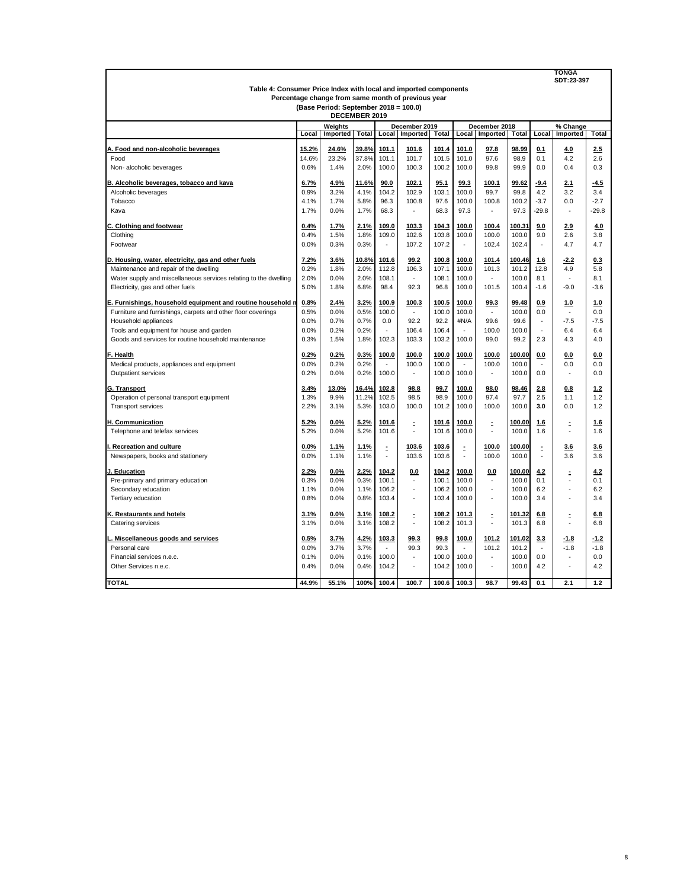TONGA
SDT:23-397

**Table 4: Consumer Price Index with local and imported components**
**Percentage change from same month of previous year**
**(Base Period: September 2018 = 100.0)**
**DECEMBER 2019**

| | Weights | | | December 2019 | | | December 2018 | | | % Change | | |
|---|---|---|---|---|---|---|---|---|---|---|---|---|
| | Local | Imported | Total | Local | Imported | Total | Local | Imported | Total | Local | Imported | Total |
| **A. Food and non-alcoholic beverages** | **15.2%** | **24.6%** | **39.8%** | **101.1** | **101.6** | **101.4** | **101.0** | **97.8** | **98.99** | **0.1** | **4.0** | **2.5** |
| Food | 14.6% | 23.2% | 37.8% | 101.1 | 101.7 | 101.5 | 101.0 | 97.6 | 98.9 | 0.1 | 4.2 | 2.6 |
| Non- alcoholic beverages | 0.6% | 1.4% | 2.0% | 100.0 | 100.3 | 100.2 | 100.0 | 99.8 | 99.9 | 0.0 | 0.4 | 0.3 |
| **B. Alcoholic beverages, tobacco and kava** | **6.7%** | **4.9%** | **11.6%** | **90.0** | **102.1** | **95.1** | **99.3** | **100.1** | **99.62** | **-9.4** | **2.1** | **-4.5** |
| Alcoholic beverages | 0.9% | 3.2% | 4.1% | 104.2 | 102.9 | 103.1 | 100.0 | 99.7 | 99.8 | 4.2 | 3.2 | 3.4 |
| Tobacco | 4.1% | 1.7% | 5.8% | 96.3 | 100.8 | 97.6 | 100.0 | 100.8 | 100.2 | -3.7 | 0.0 | -2.7 |
| Kava | 1.7% | 0.0% | 1.7% | 68.3 | - | 68.3 | 97.3 | - | 97.3 | -29.8 | - | -29.8 |
| **C. Clothing and footwear** | **0.4%** | **1.7%** | **2.1%** | **109.0** | **103.3** | **104.3** | **100.0** | **100.4** | **100.31** | **9.0** | **2.9** | **4.0** |
| Clothing | 0.4% | 1.5% | 1.8% | 109.0 | 102.6 | 103.8 | 100.0 | 100.0 | 100.0 | 9.0 | 2.6 | 3.8 |
| Footwear | 0.0% | 0.3% | 0.3% | - | 107.2 | 107.2 | - | 102.4 | 102.4 | - | 4.7 | 4.7 |
| **D. Housing, water, electricity, gas and other fuels** | **7.2%** | **3.6%** | **10.8%** | **101.6** | **99.2** | **100.8** | **100.0** | **101.4** | **100.46** | **1.6** | **-2.2** | **0.3** |
| Maintenance and repair of the dwelling | 0.2% | 1.8% | 2.0% | 112.8 | 106.3 | 107.1 | 100.0 | 101.3 | 101.2 | 12.8 | 4.9 | 5.8 |
| Water supply and miscellaneous services relating to the dwelling | 2.0% | 0.0% | 2.0% | 108.1 | - | 108.1 | 100.0 | - | 100.0 | 8.1 | - | 8.1 |
| Electricity, gas and other fuels | 5.0% | 1.8% | 6.8% | 98.4 | 92.3 | 96.8 | 100.0 | 101.5 | 100.4 | -1.6 | -9.0 | -3.6 |
| **E. Furnishings, household equipment and routine household m** | **0.8%** | **2.4%** | **3.2%** | **100.9** | **100.3** | **100.5** | **100.0** | **99.3** | **99.48** | **0.9** | **1.0** | **1.0** |
| Furniture and furnishings, carpets and other floor coverings | 0.5% | 0.0% | 0.5% | 100.0 | - | 100.0 | 100.0 | - | 100.0 | 0.0 | - | 0.0 |
| Household appliances | 0.0% | 0.7% | 0.7% | 0.0 | 92.2 | 92.2 | #N/A | 99.6 | 99.6 | - | -7.5 | -7.5 |
| Tools and equipment for house and garden | 0.0% | 0.2% | 0.2% | - | 106.4 | 106.4 | - | 100.0 | 100.0 | - | 6.4 | 6.4 |
| Goods and services for routine household maintenance | 0.3% | 1.5% | 1.8% | 102.3 | 103.3 | 103.2 | 100.0 | 99.0 | 99.2 | 2.3 | 4.3 | 4.0 |
| **F. Health** | **0.2%** | **0.2%** | **0.3%** | **100.0** | **100.0** | **100.0** | **100.0** | **100.0** | **100.00** | **0.0** | **0.0** | **0.0** |
| Medical products, appliances and equipment | 0.0% | 0.2% | 0.2% | - | 100.0 | 100.0 | - | 100.0 | 100.0 | - | 0.0 | 0.0 |
| Outpatient services | 0.2% | 0.0% | 0.2% | 100.0 | - | 100.0 | 100.0 | - | 100.0 | 0.0 | - | 0.0 |
| **G. Transport** | **3.4%** | **13.0%** | **16.4%** | **102.8** | **98.8** | **99.7** | **100.0** | **98.0** | **98.46** | **2.8** | **0.8** | **1.2** |
| Operation of personal transport equipment | 1.3% | 9.9% | 11.2% | 102.5 | 98.5 | 98.9 | 100.0 | 97.4 | 97.7 | 2.5 | 1.1 | 1.2 |
| Transport services | 2.2% | 3.1% | 5.3% | 103.0 | 100.0 | 101.2 | 100.0 | 100.0 | 100.0 | **3.0** | 0.0 | 1.2 |
| **H. Communication** | **5.2%** | **0.0%** | **5.2%** | **101.6** | **-** | **101.6** | **100.0** | **-** | **100.00** | **1.6** | **-** | **1.6** |
| Telephone and telefax services | 5.2% | 0.0% | 5.2% | 101.6 | - | 101.6 | 100.0 | - | 100.0 | 1.6 | - | 1.6 |
| **I. Recreation and culture** | **0.0%** | **1.1%** | **1.1%** | **-** | **103.6** | **103.6** | **-** | **100.0** | **100.00** | **-** | **3.6** | **3.6** |
| Newspapers, books and stationery | 0.0% | 1.1% | 1.1% | - | 103.6 | 103.6 | - | 100.0 | 100.0 | - | 3.6 | 3.6 |
| **J. Education** | **2.2%** | **0.0%** | **2.2%** | **104.2** | **0.0** | **104.2** | **100.0** | **0.0** | **100.00** | **4.2** | **-** | **4.2** |
| Pre-primary and primary education | 0.3% | 0.0% | 0.3% | 100.1 | - | 100.1 | 100.0 | - | 100.0 | 0.1 | - | 0.1 |
| Secondary education | 1.1% | 0.0% | 1.1% | 106.2 | - | 106.2 | 100.0 | - | 100.0 | 6.2 | - | 6.2 |
| Tertiary education | 0.8% | 0.0% | 0.8% | 103.4 | - | 103.4 | 100.0 | - | 100.0 | 3.4 | - | 3.4 |
| **K. Restaurants and hotels** | **3.1%** | **0.0%** | **3.1%** | **108.2** | **-** | **108.2** | **101.3** | **-** | **101.32** | **6.8** | **-** | **6.8** |
| Catering services | 3.1% | 0.0% | 3.1% | 108.2 | - | 108.2 | 101.3 | - | 101.3 | 6.8 | - | 6.8 |
| **L. Miscellaneous goods and services** | **0.5%** | **3.7%** | **4.2%** | **103.3** | **99.3** | **99.8** | **100.0** | **101.2** | **101.02** | **3.3** | **-1.8** | **-1.2** |
| Personal care | 0.0% | 3.7% | 3.7% | - | 99.3 | 99.3 | - | 101.2 | 101.2 | - | -1.8 | -1.8 |
| Financial services n.e.c. | 0.1% | 0.0% | 0.1% | 100.0 | - | 100.0 | 100.0 | - | 100.0 | 0.0 | - | 0.0 |
| Other Services n.e.c. | 0.4% | 0.0% | 0.4% | 104.2 | - | 104.2 | 100.0 | - | 100.0 | 4.2 | - | 4.2 |
| **TOTAL** | **44.9%** | **55.1%** | **100%** | **100.4** | **100.7** | **100.6** | **100.3** | **98.7** | **99.43** | **0.1** | **2.1** | **1.2** |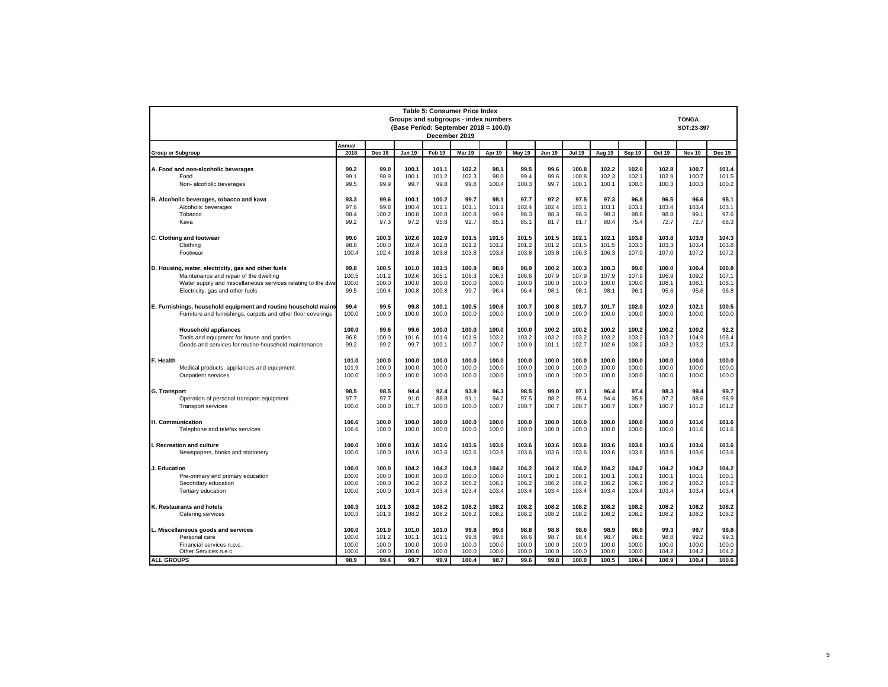**Table 5: Consumer Price Index**
**Groups and subgroups - index numbers**
**(Base Period: September 2018 = 100.0)**
**December 2019**

**TONGA**
**SDT:23-397**

| Group or Subgroup | Annual 2018 | Dec 18 | Jan 19 | Feb 19 | Mar 19 | Apr 19 | May 19 | Jun 19 | Jul 19 | Aug 19 | Sep 19 | Oct 19 | Nov 19 | Dec 19 |
|---|---|---|---|---|---|---|---|---|---|---|---|---|---|---|
| **A. Food and non-alcoholic beverages** | **99.2** | **99.0** | **100.1** | **101.1** | **102.2** | **98.1** | **99.5** | **99.6** | **100.8** | **102.2** | **102.0** | **102.8** | **100.7** | **101.4** |
| Food | 99.1 | 98.9 | 100.1 | 101.2 | 102.3 | 98.0 | 99.4 | 99.6 | 100.8 | 102.3 | 102.1 | 102.9 | 100.7 | 101.5 |
| Non- alcoholic beverages | 99.5 | 99.9 | 99.7 | 99.8 | 99.8 | 100.4 | 100.3 | 99.7 | 100.1 | 100.1 | 100.3 | 100.3 | 100.3 | 100.2 |
| **B. Alcoholic beverages, tobacco and kava** | **93.3** | **99.6** | **100.1** | **100.2** | **99.7** | **98.1** | **97.7** | **97.2** | **97.5** | **97.3** | **96.8** | **96.5** | **96.6** | **95.1** |
| Alcoholic beverages | 97.6 | 99.8 | 100.4 | 101.1 | 101.1 | 101.1 | 102.4 | 102.4 | 103.1 | 103.1 | 103.1 | 103.4 | 103.4 | 103.1 |
| Tobacco | 88.4 | 100.2 | 100.8 | 100.8 | 100.8 | 99.9 | 98.3 | 98.3 | 98.3 | 98.3 | 98.8 | 98.8 | 99.1 | 97.6 |
| Kava | 99.2 | 97.3 | 97.2 | 95.8 | 92.7 | 85.1 | 85.1 | 81.7 | 81.7 | 80.4 | 75.4 | 72.7 | 72.7 | 68.3 |
| **C. Clothing and footwear** | **99.0** | **100.3** | **102.6** | **102.9** | **101.5** | **101.5** | **101.5** | **101.5** | **102.1** | **102.1** | **103.8** | **103.8** | **103.9** | **104.3** |
| Clothing | 98.8 | 100.0 | 102.4 | 102.8 | 101.2 | 101.2 | 101.2 | 101.2 | 101.5 | 101.5 | 103.3 | 103.3 | 103.4 | 103.8 |
| Footwear | 100.4 | 102.4 | 103.8 | 103.8 | 103.8 | 103.8 | 103.8 | 103.8 | 106.3 | 106.3 | 107.0 | 107.0 | 107.2 | 107.2 |
| **D. Housing, water, electricity, gas and other fuels** | **99.8** | **100.5** | **101.0** | **101.5** | **100.9** | **98.9** | **98.9** | **100.2** | **100.3** | **100.3** | **99.0** | **100.0** | **100.4** | **100.8** |
| Maintenance and repair of the dwelling | 100.5 | 101.2 | 102.6 | 105.1 | 106.3 | 106.3 | 106.6 | 107.9 | 107.9 | 107.9 | 107.9 | 106.9 | 109.2 | 107.1 |
| Water supply and miscellaneous services relating to the dwe | 100.0 | 100.0 | 100.0 | 100.0 | 100.0 | 100.0 | 100.0 | 100.0 | 100.0 | 100.0 | 100.0 | 108.1 | 108.1 | 108.1 |
| Electricity, gas and other fuels | 99.5 | 100.4 | 100.8 | 100.8 | 99.7 | 96.4 | 96.4 | 98.1 | 98.1 | 98.1 | 96.1 | 95.6 | 95.6 | 96.8 |
| **E. Furnishings, household equipment and routine household maint** | **99.4** | **99.5** | **99.8** | **100.1** | **100.5** | **100.6** | **100.7** | **100.8** | **101.7** | **101.7** | **102.0** | **102.0** | **102.1** | **100.5** |
| Furniture and furnishings, carpets and other floor coverings | 100.0 | 100.0 | 100.0 | 100.0 | 100.0 | 100.0 | 100.0 | 100.0 | 100.0 | 100.0 | 100.0 | 100.0 | 100.0 | 100.0 |
| **Household appliances** | **100.0** | **99.6** | **99.6** | **100.0** | **100.0** | **100.0** | **100.0** | **100.2** | **100.2** | **100.2** | **100.2** | **100.2** | **100.2** | **92.2** |
| Tools and equipment for house and garden | 96.8 | 100.0 | 101.6 | 101.6 | 101.6 | 103.2 | 103.2 | 103.2 | 103.2 | 103.2 | 103.2 | 103.2 | 104.9 | 106.4 |
| Goods and services for routine household maintenance | 99.2 | 99.2 | 99.7 | 100.1 | 100.7 | 100.7 | 100.9 | 101.1 | 102.7 | 102.6 | 103.2 | 103.2 | 103.2 | 103.2 |
| **F. Health** | **101.0** | **100.0** | **100.0** | **100.0** | **100.0** | **100.0** | **100.0** | **100.0** | **100.0** | **100.0** | **100.0** | **100.0** | **100.0** | **100.0** |
| Medical products, appliances and equipment | 101.9 | 100.0 | 100.0 | 100.0 | 100.0 | 100.0 | 100.0 | 100.0 | 100.0 | 100.0 | 100.0 | 100.0 | 100.0 | 100.0 |
| Outpatient services | 100.0 | 100.0 | 100.0 | 100.0 | 100.0 | 100.0 | 100.0 | 100.0 | 100.0 | 100.0 | 100.0 | 100.0 | 100.0 | 100.0 |
| **G. Transport** | **98.5** | **98.5** | **94.4** | **92.4** | **93.9** | **96.3** | **98.5** | **99.0** | **97.1** | **96.4** | **97.4** | **98.3** | **99.4** | **99.7** |
| Operation of personal transport equipment | 97.7 | 97.7 | 91.0 | 88.8 | 91.1 | 94.2 | 97.5 | 98.2 | 95.4 | 94.4 | 95.8 | 97.2 | 98.6 | 98.9 |
| Transport services | 100.0 | 100.0 | 101.7 | 100.0 | 100.0 | 100.7 | 100.7 | 100.7 | 100.7 | 100.7 | 100.7 | 100.7 | 101.2 | 101.2 |
| **H. Communication** | **106.6** | **100.0** | **100.0** | **100.0** | **100.0** | **100.0** | **100.0** | **100.0** | **100.0** | **100.0** | **100.0** | **100.0** | **101.6** | **101.6** |
| Telephone and telefax services | 106.6 | 100.0 | 100.0 | 100.0 | 100.0 | 100.0 | 100.0 | 100.0 | 100.0 | 100.0 | 100.0 | 100.0 | 101.6 | 101.6 |
| **I. Recreation and culture** | **100.0** | **100.0** | **103.6** | **103.6** | **103.6** | **103.6** | **103.6** | **103.6** | **103.6** | **103.6** | **103.6** | **103.6** | **103.6** | **103.6** |
| Newspapers, books and stationery | 100.0 | 100.0 | 103.6 | 103.6 | 103.6 | 103.6 | 103.6 | 103.6 | 103.6 | 103.6 | 103.6 | 103.6 | 103.6 | 103.6 |
| **J. Education** | **100.0** | **100.0** | **104.2** | **104.2** | **104.2** | **104.2** | **104.2** | **104.2** | **104.2** | **104.2** | **104.2** | **104.2** | **104.2** | **104.2** |
| Pre-primary and primary education | 100.0 | 100.0 | 100.0 | 100.0 | 100.0 | 100.0 | 100.1 | 100.1 | 100.1 | 100.1 | 100.1 | 100.1 | 100.1 | 100.1 |
| Secondary education | 100.0 | 100.0 | 106.2 | 106.2 | 106.2 | 106.2 | 106.2 | 106.2 | 106.2 | 106.2 | 106.2 | 106.2 | 106.2 | 106.2 |
| Tertiary education | 100.0 | 100.0 | 103.4 | 103.4 | 103.4 | 103.4 | 103.4 | 103.4 | 103.4 | 103.4 | 103.4 | 103.4 | 103.4 | 103.4 |
| **K. Restaurants and hotels** | **100.3** | **101.3** | **108.2** | **108.2** | **108.2** | **108.2** | **108.2** | **108.2** | **108.2** | **108.2** | **108.2** | **108.2** | **108.2** | **108.2** |
| Catering services | 100.3 | 101.3 | 108.2 | 108.2 | 108.2 | 108.2 | 108.2 | 108.2 | 108.2 | 108.2 | 108.2 | 108.2 | 108.2 | 108.2 |
| **L. Miscellaneous goods and services** | **100.0** | **101.0** | **101.0** | **101.0** | **99.8** | **99.8** | **98.8** | **98.8** | **98.6** | **98.9** | **98.9** | **99.3** | **99.7** | **99.8** |
| Personal care | 100.0 | 101.2 | 101.1 | 101.1 | 99.8 | 99.8 | 98.6 | 98.7 | 98.4 | 98.7 | 98.8 | 98.8 | 99.2 | 99.3 |
| Financial services n.e.c. | 100.0 | 100.0 | 100.0 | 100.0 | 100.0 | 100.0 | 100.0 | 100.0 | 100.0 | 100.0 | 100.0 | 100.0 | 100.0 | 100.0 |
| Other Services n.e.c. | 100.0 | 100.0 | 100.0 | 100.0 | 100.0 | 100.0 | 100.0 | 100.0 | 100.0 | 100.0 | 100.0 | 104.2 | 104.2 | 104.2 |
| **ALL GROUPS** | **98.9** | **99.4** | **99.7** | **99.9** | **100.4** | **98.7** | **99.6** | **99.8** | **100.0** | **100.5** | **100.4** | **100.9** | **100.4** | **100.6** |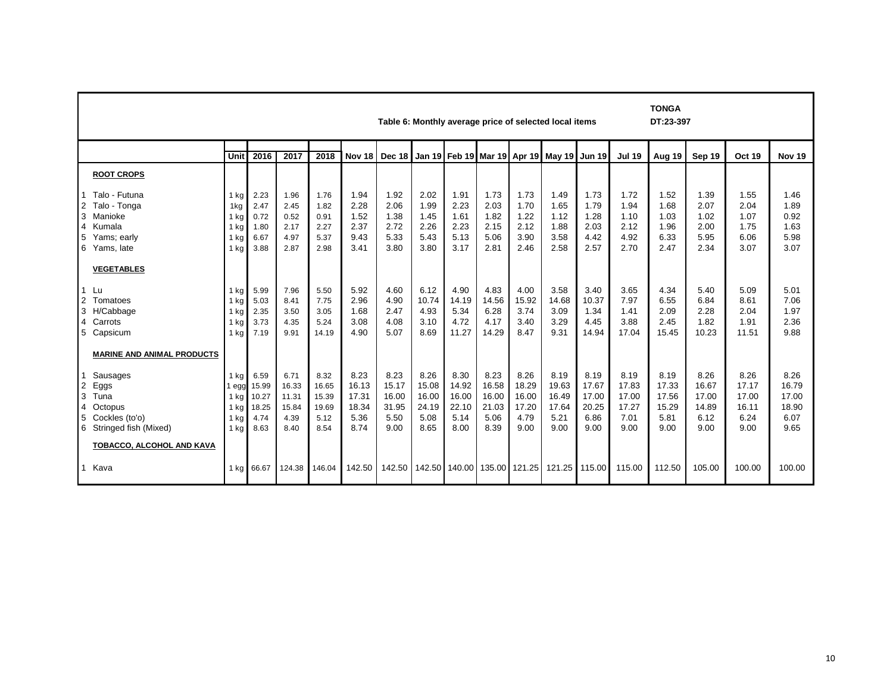TONGA

DT:23-397

**Table 6: Monthly average price of selected local items**

| | Unit | 2016 | 2017 | 2018 | Nov 18 | Dec 18 | Jan 19 | Feb 19 | Mar 19 | Apr 19 | May 19 | Jun 19 | Jul 19 | Aug 19 | Sep 19 | Oct 19 | Nov 19 |
|---|---|---|---|---|---|---|---|---|---|---|---|---|---|---|---|---|---|
| **ROOT CROPS** | | | | | | | | | | | | | | | | | |
| 1 Talo - Futuna | 1 kg | 2.23 | 1.96 | 1.76 | 1.94 | 1.92 | 2.02 | 1.91 | 1.73 | 1.73 | 1.49 | 1.73 | 1.72 | 1.52 | 1.39 | 1.55 | 1.46 |
| 2 Talo - Tonga | 1kg | 2.47 | 2.45 | 1.82 | 2.28 | 2.06 | 1.99 | 2.23 | 2.03 | 1.70 | 1.65 | 1.79 | 1.94 | 1.68 | 2.07 | 2.04 | 1.89 |
| 3 Manioke | 1 kg | 0.72 | 0.52 | 0.91 | 1.52 | 1.38 | 1.45 | 1.61 | 1.82 | 1.22 | 1.12 | 1.28 | 1.10 | 1.03 | 1.02 | 1.07 | 0.92 |
| 4 Kumala | 1 kg | 1.80 | 2.17 | 2.27 | 2.37 | 2.72 | 2.26 | 2.23 | 2.15 | 2.12 | 1.88 | 2.03 | 2.12 | 1.96 | 2.00 | 1.75 | 1.63 |
| 5 Yams; early | 1 kg | 6.67 | 4.97 | 5.37 | 9.43 | 5.33 | 5.43 | 5.13 | 5.06 | 3.90 | 3.58 | 4.42 | 4.92 | 6.33 | 5.95 | 6.06 | 5.98 |
| 6 Yams, late | 1 kg | 3.88 | 2.87 | 2.98 | 3.41 | 3.80 | 3.80 | 3.17 | 2.81 | 2.46 | 2.58 | 2.57 | 2.70 | 2.47 | 2.34 | 3.07 | 3.07 |
| **VEGETABLES** | | | | | | | | | | | | | | | | | |
| 1 Lu | 1 kg | 5.99 | 7.96 | 5.50 | 5.92 | 4.60 | 6.12 | 4.90 | 4.83 | 4.00 | 3.58 | 3.40 | 3.65 | 4.34 | 5.40 | 5.09 | 5.01 |
| 2 Tomatoes | 1 kg | 5.03 | 8.41 | 7.75 | 2.96 | 4.90 | 10.74 | 14.19 | 14.56 | 15.92 | 14.68 | 10.37 | 7.97 | 6.55 | 6.84 | 8.61 | 7.06 |
| 3 H/Cabbage | 1 kg | 2.35 | 3.50 | 3.05 | 1.68 | 2.47 | 4.93 | 5.34 | 6.28 | 3.74 | 3.09 | 1.34 | 1.41 | 2.09 | 2.28 | 2.04 | 1.97 |
| 4 Carrots | 1 kg | 3.73 | 4.35 | 5.24 | 3.08 | 4.08 | 3.10 | 4.72 | 4.17 | 3.40 | 3.29 | 4.45 | 3.88 | 2.45 | 1.82 | 1.91 | 2.36 |
| 5 Capsicum | 1 kg | 7.19 | 9.91 | 14.19 | 4.90 | 5.07 | 8.69 | 11.27 | 14.29 | 8.47 | 9.31 | 14.94 | 17.04 | 15.45 | 10.23 | 11.51 | 9.88 |
| **MARINE AND ANIMAL PRODUCTS** | | | | | | | | | | | | | | | | | |
| 1 Sausages | 1 kg | 6.59 | 6.71 | 8.32 | 8.23 | 8.23 | 8.26 | 8.30 | 8.23 | 8.26 | 8.19 | 8.19 | 8.19 | 8.19 | 8.26 | 8.26 | 8.26 |
| 2 Eggs | 1 egg | 15.99 | 16.33 | 16.65 | 16.13 | 15.17 | 15.08 | 14.92 | 16.58 | 18.29 | 19.63 | 17.67 | 17.83 | 17.33 | 16.67 | 17.17 | 16.79 |
| 3 Tuna | 1 kg | 10.27 | 11.31 | 15.39 | 17.31 | 16.00 | 16.00 | 16.00 | 16.00 | 16.00 | 16.49 | 17.00 | 17.00 | 17.56 | 17.00 | 17.00 | 17.00 |
| 4 Octopus | 1 kg | 18.25 | 15.84 | 19.69 | 18.34 | 31.95 | 24.19 | 22.10 | 21.03 | 17.20 | 17.64 | 20.25 | 17.27 | 15.29 | 14.89 | 16.11 | 18.90 |
| 5 Cockles (to'o) | 1 kg | 4.74 | 4.39 | 5.12 | 5.36 | 5.50 | 5.08 | 5.14 | 5.06 | 4.79 | 5.21 | 6.86 | 7.01 | 5.81 | 6.12 | 6.24 | 6.07 |
| 6 Stringed fish (Mixed) | 1 kg | 8.63 | 8.40 | 8.54 | 8.74 | 9.00 | 8.65 | 8.00 | 8.39 | 9.00 | 9.00 | 9.00 | 9.00 | 9.00 | 9.00 | 9.00 | 9.65 |
| **TOBACCO, ALCOHOL AND KAVA** | | | | | | | | | | | | | | | | | |
| 1 Kava | 1 kg | 66.67 | 124.38 | 146.04 | 142.50 | 142.50 | 142.50 | 140.00 | 135.00 | 121.25 | 121.25 | 115.00 | 115.00 | 112.50 | 105.00 | 100.00 | 100.00 |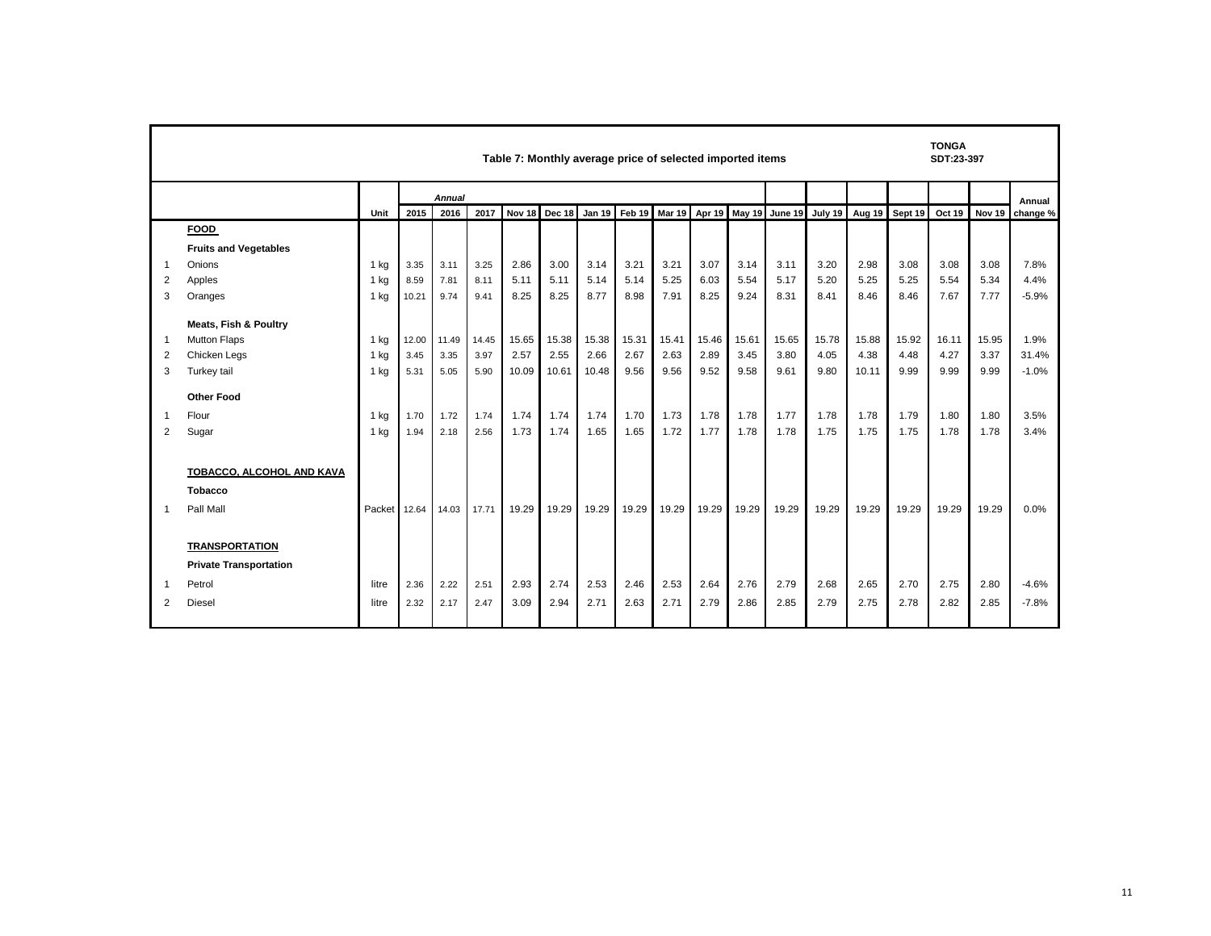TONGA
SDT:23-397

## Table 7: Monthly average price of selected imported items

| | | Unit | Annual 2015 | 2016 | 2017 | Nov 18 | Dec 18 | Jan 19 | Feb 19 | Mar 19 | Apr 19 | May 19 | June 19 | July 19 | Aug 19 | Sept 19 | Oct 19 | Nov 19 | Annual change % |
|---|---|---|---|---|---|---|---|---|---|---|---|---|---|---|---|---|---|---|---|
| | **FOOD** | | | | | | | | | | | | | | | | | | |
| | **Fruits and Vegetables** | | | | | | | | | | | | | | | | | | |
| 1 | Onions | 1 kg | 3.35 | 3.11 | 3.25 | 2.86 | 3.00 | 3.14 | 3.21 | 3.21 | 3.07 | 3.14 | 3.11 | 3.20 | 2.98 | 3.08 | 3.08 | 3.08 | 7.8% |
| 2 | Apples | 1 kg | 8.59 | 7.81 | 8.11 | 5.11 | 5.11 | 5.14 | 5.14 | 5.25 | 6.03 | 5.54 | 5.17 | 5.20 | 5.25 | 5.25 | 5.54 | 5.34 | 4.4% |
| 3 | Oranges | 1 kg | 10.21 | 9.74 | 9.41 | 8.25 | 8.25 | 8.77 | 8.98 | 7.91 | 8.25 | 9.24 | 8.31 | 8.41 | 8.46 | 8.46 | 7.67 | 7.77 | -5.9% |
| | **Meats, Fish & Poultry** | | | | | | | | | | | | | | | | | | |
| 1 | Mutton Flaps | 1 kg | 12.00 | 11.49 | 14.45 | 15.65 | 15.38 | 15.38 | 15.31 | 15.41 | 15.46 | 15.61 | 15.65 | 15.78 | 15.88 | 15.92 | 16.11 | 15.95 | 1.9% |
| 2 | Chicken Legs | 1 kg | 3.45 | 3.35 | 3.97 | 2.57 | 2.55 | 2.66 | 2.67 | 2.63 | 2.89 | 3.45 | 3.80 | 4.05 | 4.38 | 4.48 | 4.27 | 3.37 | 31.4% |
| 3 | Turkey tail | 1 kg | 5.31 | 5.05 | 5.90 | 10.09 | 10.61 | 10.48 | 9.56 | 9.56 | 9.52 | 9.58 | 9.61 | 9.80 | 10.11 | 9.99 | 9.99 | 9.99 | -1.0% |
| | **Other Food** | | | | | | | | | | | | | | | | | | |
| 1 | Flour | 1 kg | 1.70 | 1.72 | 1.74 | 1.74 | 1.74 | 1.74 | 1.70 | 1.73 | 1.78 | 1.78 | 1.77 | 1.78 | 1.78 | 1.79 | 1.80 | 1.80 | 3.5% |
| 2 | Sugar | 1 kg | 1.94 | 2.18 | 2.56 | 1.73 | 1.74 | 1.65 | 1.65 | 1.72 | 1.77 | 1.78 | 1.78 | 1.75 | 1.75 | 1.75 | 1.78 | 1.78 | 3.4% |
| | **TOBACCO, ALCOHOL AND KAVA** | | | | | | | | | | | | | | | | | | |
| | **Tobacco** | | | | | | | | | | | | | | | | | | |
| 1 | Pall Mall | Packet | 12.64 | 14.03 | 17.71 | 19.29 | 19.29 | 19.29 | 19.29 | 19.29 | 19.29 | 19.29 | 19.29 | 19.29 | 19.29 | 19.29 | 19.29 | 19.29 | 0.0% |
| | **TRANSPORTATION** | | | | | | | | | | | | | | | | | | |
| | **Private Transportation** | | | | | | | | | | | | | | | | | | |
| 1 | Petrol | litre | 2.36 | 2.22 | 2.51 | 2.93 | 2.74 | 2.53 | 2.46 | 2.53 | 2.64 | 2.76 | 2.79 | 2.68 | 2.65 | 2.70 | 2.75 | 2.80 | -4.6% |
| 2 | Diesel | litre | 2.32 | 2.17 | 2.47 | 3.09 | 2.94 | 2.71 | 2.63 | 2.71 | 2.79 | 2.86 | 2.85 | 2.79 | 2.75 | 2.78 | 2.82 | 2.85 | -7.8% |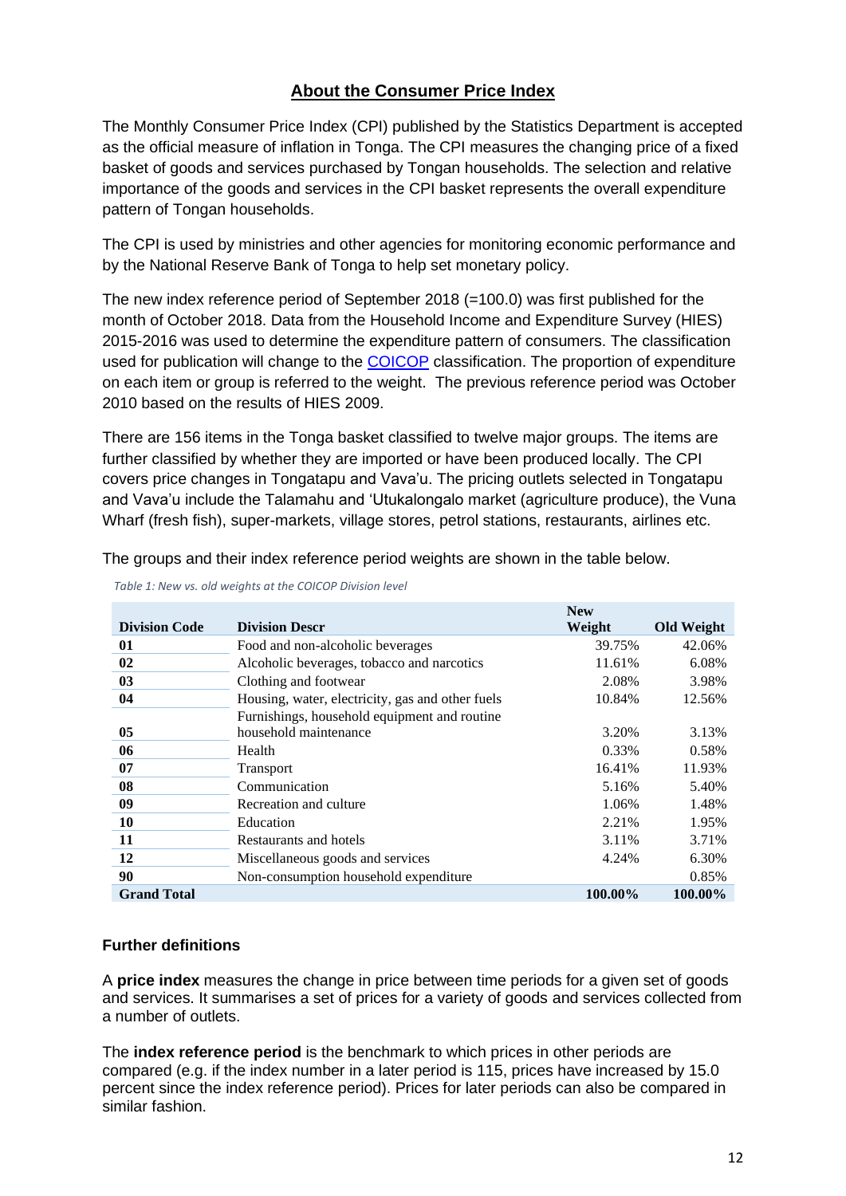## About the Consumer Price Index

The Monthly Consumer Price Index (CPI) published by the Statistics Department is accepted as the official measure of inflation in Tonga. The CPI measures the changing price of a fixed basket of goods and services purchased by Tongan households. The selection and relative importance of the goods and services in the CPI basket represents the overall expenditure pattern of Tongan households.

The CPI is used by ministries and other agencies for monitoring economic performance and by the National Reserve Bank of Tonga to help set monetary policy.

The new index reference period of September 2018 (=100.0) was first published for the month of October 2018. Data from the Household Income and Expenditure Survey (HIES) 2015-2016 was used to determine the expenditure pattern of consumers. The classification used for publication will change to the COICOP classification. The proportion of expenditure on each item or group is referred to the weight. The previous reference period was October 2010 based on the results of HIES 2009.

There are 156 items in the Tonga basket classified to twelve major groups. The items are further classified by whether they are imported or have been produced locally. The CPI covers price changes in Tongatapu and Vava'u. The pricing outlets selected in Tongatapu and Vava'u include the Talamahu and 'Utukalongalo market (agriculture produce), the Vuna Wharf (fresh fish), super-markets, village stores, petrol stations, restaurants, airlines etc.

The groups and their index reference period weights are shown in the table below.

*Table 1: New vs. old weights at the COICOP Division level*

| Division Code | Division Descr | New Weight | Old Weight |
|---|---|---|---|
| 01 | Food and non-alcoholic beverages | 39.75% | 42.06% |
| 02 | Alcoholic beverages, tobacco and narcotics | 11.61% | 6.08% |
| 03 | Clothing and footwear | 2.08% | 3.98% |
| 04 | Housing, water, electricity, gas and other fuels | 10.84% | 12.56% |
| 05 | Furnishings, household equipment and routine household maintenance | 3.20% | 3.13% |
| 06 | Health | 0.33% | 0.58% |
| 07 | Transport | 16.41% | 11.93% |
| 08 | Communication | 5.16% | 5.40% |
| 09 | Recreation and culture | 1.06% | 1.48% |
| 10 | Education | 2.21% | 1.95% |
| 11 | Restaurants and hotels | 3.11% | 3.71% |
| 12 | Miscellaneous goods and services | 4.24% | 6.30% |
| 90 | Non-consumption household expenditure | | 0.85% |
| **Grand Total** | | **100.00%** | **100.00%** |

### Further definitions

A **price index** measures the change in price between time periods for a given set of goods and services. It summarises a set of prices for a variety of goods and services collected from a number of outlets.

The **index reference period** is the benchmark to which prices in other periods are compared (e.g. if the index number in a later period is 115, prices have increased by 15.0 percent since the index reference period). Prices for later periods can also be compared in similar fashion.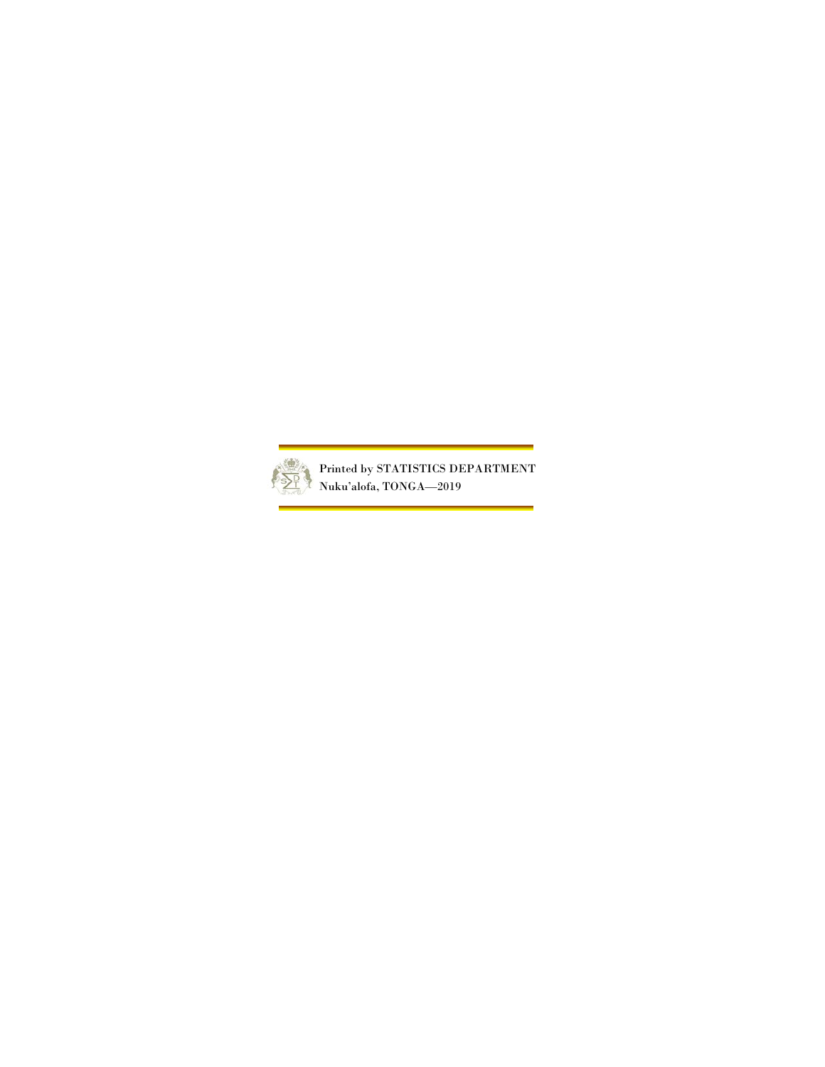Printed by STATISTICS DEPARTMENT
Nuku'alofa, TONGA—2019